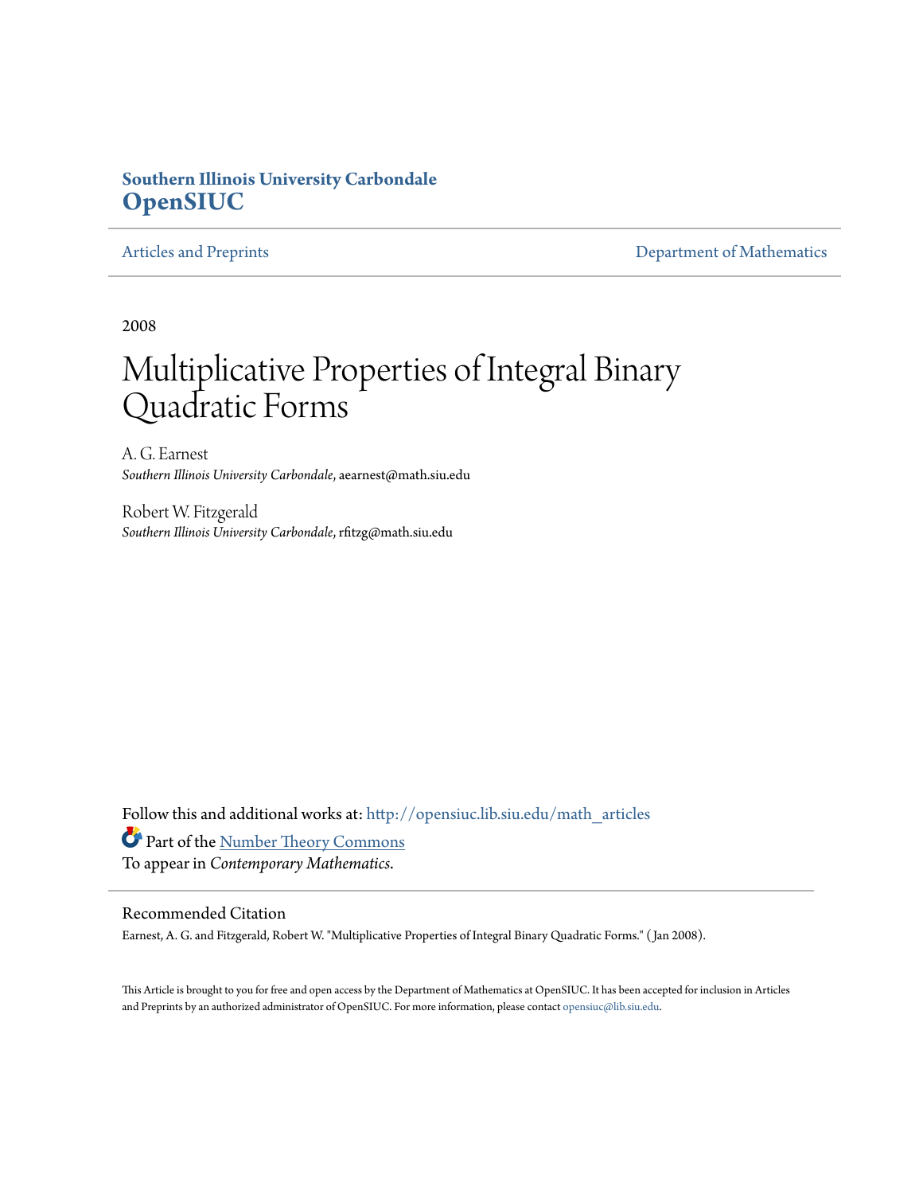Southern Illinois University Carbondale
**OpenSIUC**

Articles and Preprints — Department of Mathematics

2008

# Multiplicative Properties of Integral Binary Quadratic Forms

A. G. Earnest
*Southern Illinois University Carbondale*, aearnest@math.siu.edu

Robert W. Fitzgerald
*Southern Illinois University Carbondale*, rfitzg@math.siu.edu

Follow this and additional works at: http://opensiuc.lib.siu.edu/math_articles

Part of the Number Theory Commons

To appear in *Contemporary Mathematics*.

## Recommended Citation

Earnest, A. G. and Fitzgerald, Robert W. "Multiplicative Properties of Integral Binary Quadratic Forms." (Jan 2008).

This Article is brought to you for free and open access by the Department of Mathematics at OpenSIUC. It has been accepted for inclusion in Articles and Preprints by an authorized administrator of OpenSIUC. For more information, please contact opensiuc@lib.siu.edu.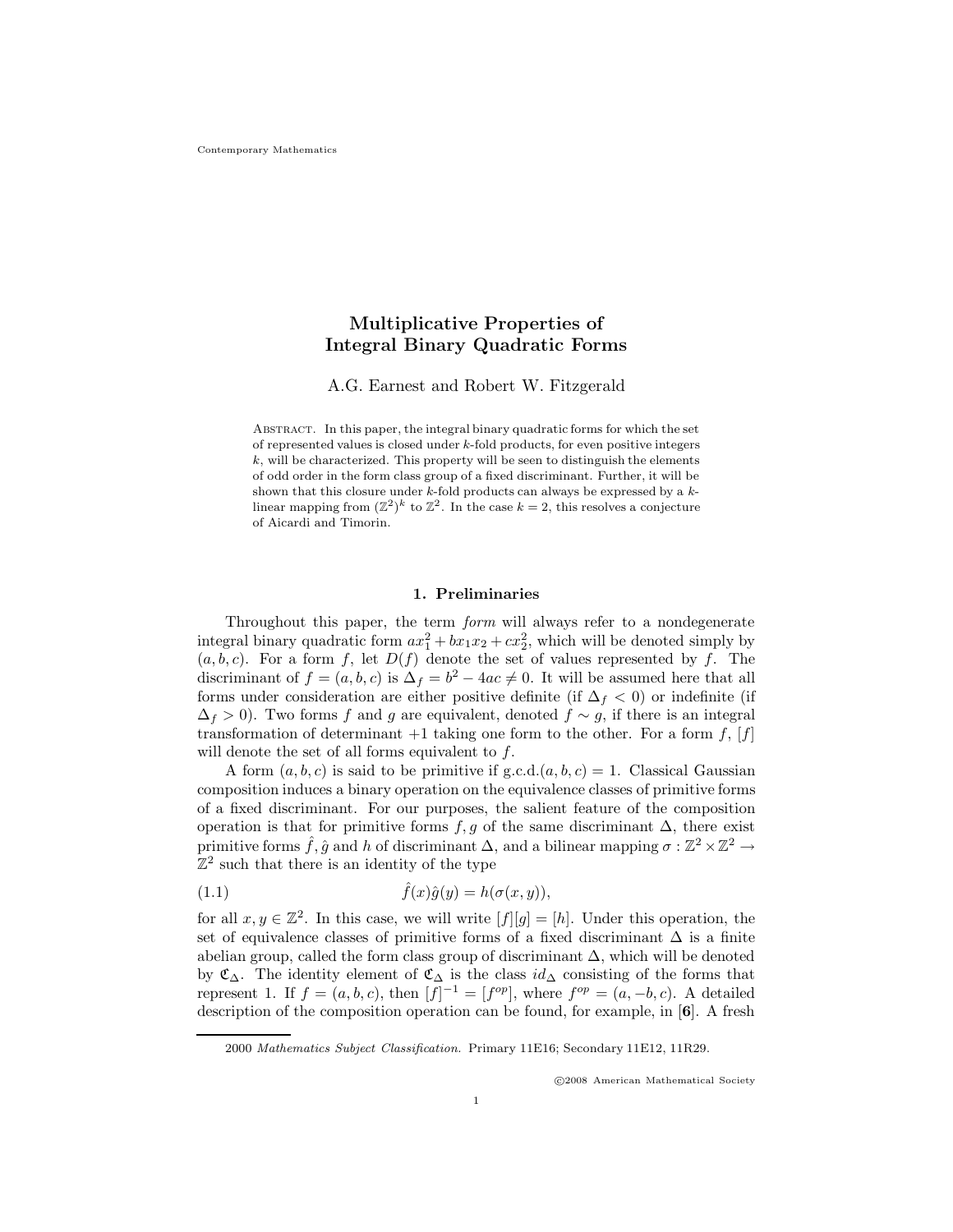Contemporary Mathematics

# Multiplicative Properties of Integral Binary Quadratic Forms

A.G. Earnest and Robert W. Fitzgerald

Abstract. In this paper, the integral binary quadratic forms for which the set of represented values is closed under $k$-fold products, for even positive integers $k$, will be characterized. This property will be seen to distinguish the elements of odd order in the form class group of a fixed discriminant. Further, it will be shown that this closure under $k$-fold products can always be expressed by a $k$-linear mapping from $(\mathbb{Z}^2)^k$ to $\mathbb{Z}^2$. In the case $k = 2$, this resolves a conjecture of Aicardi and Timorin.

## 1. Preliminaries

Throughout this paper, the term *form* will always refer to a nondegenerate integral binary quadratic form $ax_1^2 + bx_1x_2 + cx_2^2$, which will be denoted simply by $(a, b, c)$. For a form $f$, let $D(f)$ denote the set of values represented by $f$. The discriminant of $f = (a, b, c)$ is $\Delta_f = b^2 - 4ac \neq 0$. It will be assumed here that all forms under consideration are either positive definite (if $\Delta_f < 0$) or indefinite (if $\Delta_f > 0$). Two forms $f$ and $g$ are equivalent, denoted $f \sim g$, if there is an integral transformation of determinant $+1$ taking one form to the other. For a form $f$, $[f]$ will denote the set of all forms equivalent to $f$.

A form $(a, b, c)$ is said to be primitive if g.c.d.$(a, b, c) = 1$. Classical Gaussian composition induces a binary operation on the equivalence classes of primitive forms of a fixed discriminant. For our purposes, the salient feature of the composition operation is that for primitive forms $f, g$ of the same discriminant $\Delta$, there exist primitive forms $\hat{f}, \hat{g}$ and $h$ of discriminant $\Delta$, and a bilinear mapping $\sigma : \mathbb{Z}^2 \times \mathbb{Z}^2 \to \mathbb{Z}^2$ such that there is an identity of the type

$$\hat{f}(x)\hat{g}(y) = h(\sigma(x, y)), \tag{1.1}$$

for all $x, y \in \mathbb{Z}^2$. In this case, we will write $[f][g] = [h]$. Under this operation, the set of equivalence classes of primitive forms of a fixed discriminant $\Delta$ is a finite abelian group, called the form class group of discriminant $\Delta$, which will be denoted by $\mathfrak{C}_\Delta$. The identity element of $\mathfrak{C}_\Delta$ is the class $id_\Delta$ consisting of the forms that represent 1. If $f = (a, b, c)$, then $[f]^{-1} = [f^{op}]$, where $f^{op} = (a, -b, c)$. A detailed description of the composition operation can be found, for example, in [**6**]. A fresh

2000 *Mathematics Subject Classification.* Primary 11E16; Secondary 11E12, 11R29.

©2008 American Mathematical Society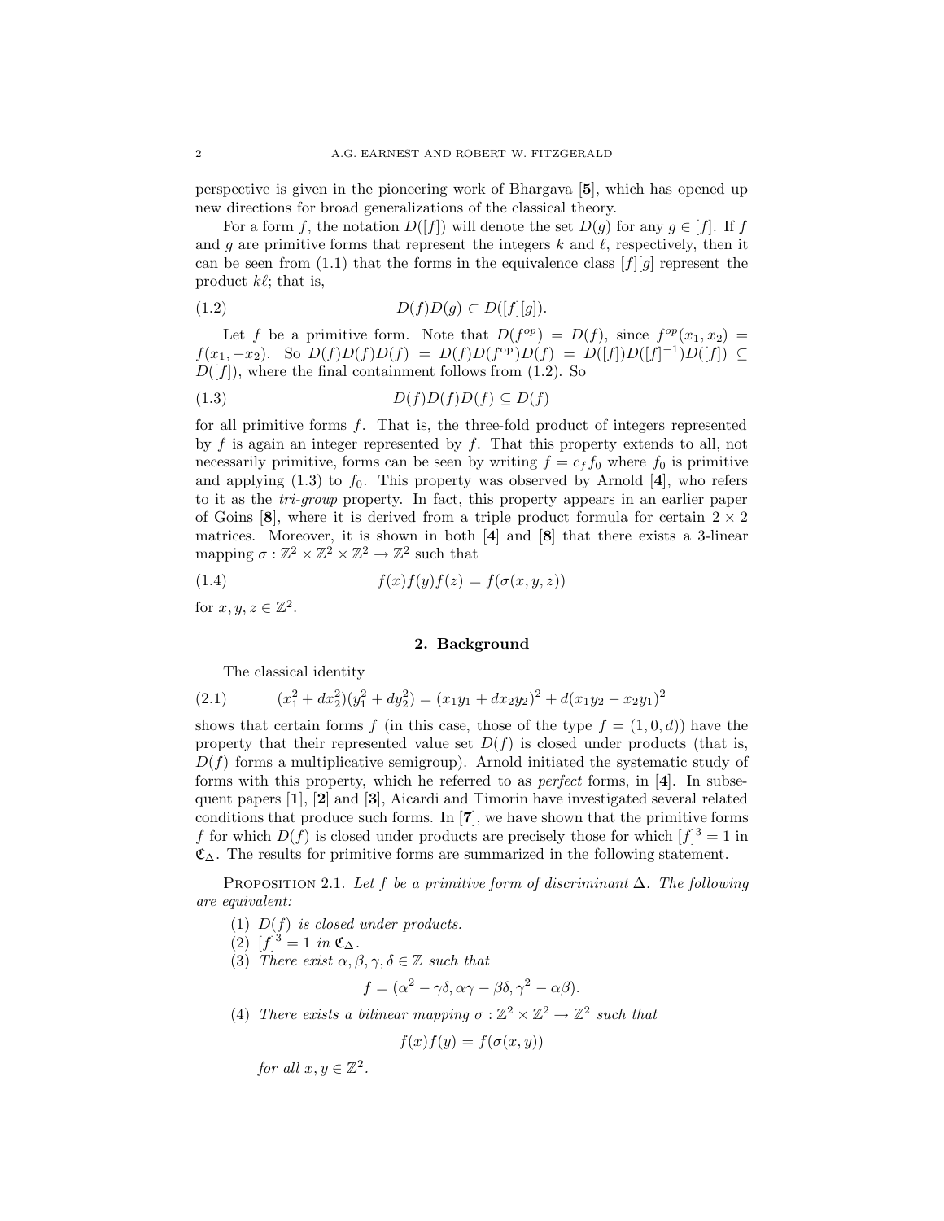perspective is given in the pioneering work of Bhargava [**5**], which has opened up new directions for broad generalizations of the classical theory.

For a form $f$, the notation $D([f])$ will denote the set $D(g)$ for any $g \in [f]$. If $f$ and $g$ are primitive forms that represent the integers $k$ and $\ell$, respectively, then it can be seen from (1.1) that the forms in the equivalence class $[f][g]$ represent the product $k\ell$; that is,

$$D(f)D(g) \subset D([f][g]). \tag{1.2}$$

Let $f$ be a primitive form. Note that $D(f^{op}) = D(f)$, since $f^{op}(x_1, x_2) = f(x_1, -x_2)$. So $D(f)D(f)D(f) = D(f)D(f^{\text{op}})D(f) = D([f])D([f]^{-1})D([f]) \subseteq D([f])$, where the final containment follows from (1.2). So

$$D(f)D(f)D(f) \subseteq D(f) \tag{1.3}$$

for all primitive forms $f$. That is, the three-fold product of integers represented by $f$ is again an integer represented by $f$. That this property extends to all, not necessarily primitive, forms can be seen by writing $f = c_f f_0$ where $f_0$ is primitive and applying (1.3) to $f_0$. This property was observed by Arnold [**4**], who refers to it as the *tri-group* property. In fact, this property appears in an earlier paper of Goins [**8**], where it is derived from a triple product formula for certain $2 \times 2$ matrices. Moreover, it is shown in both [**4**] and [**8**] that there exists a 3-linear mapping $\sigma : \mathbb{Z}^2 \times \mathbb{Z}^2 \times \mathbb{Z}^2 \to \mathbb{Z}^2$ such that

$$f(x)f(y)f(z) = f(\sigma(x, y, z)) \tag{1.4}$$

for $x, y, z \in \mathbb{Z}^2$.

## 2. Background

The classical identity

$$(x_1^2 + dx_2^2)(y_1^2 + dy_2^2) = (x_1y_1 + dx_2y_2)^2 + d(x_1y_2 - x_2y_1)^2 \tag{2.1}$$

shows that certain forms $f$ (in this case, those of the type $f = (1, 0, d)$) have the property that their represented value set $D(f)$ is closed under products (that is, $D(f)$ forms a multiplicative semigroup). Arnold initiated the systematic study of forms with this property, which he referred to as *perfect* forms, in [**4**]. In subsequent papers [**1**], [**2**] and [**3**], Aicardi and Timorin have investigated several related conditions that produce such forms. In [**7**], we have shown that the primitive forms $f$ for which $D(f)$ is closed under products are precisely those for which $[f]^3 = 1$ in $\mathfrak{C}_\Delta$. The results for primitive forms are summarized in the following statement.

Proposition 2.1. *Let $f$ be a primitive form of discriminant $\Delta$. The following are equivalent:*

1. *$D(f)$ is closed under products.*
2. *$[f]^3 = 1$ in $\mathfrak{C}_\Delta$.*
3. *There exist $\alpha, \beta, \gamma, \delta \in \mathbb{Z}$ such that*
$$f = (\alpha^2 - \gamma\delta, \alpha\gamma - \beta\delta, \gamma^2 - \alpha\beta).$$
4. *There exists a bilinear mapping $\sigma : \mathbb{Z}^2 \times \mathbb{Z}^2 \to \mathbb{Z}^2$ such that*
$$f(x)f(y) = f(\sigma(x, y))$$
*for all $x, y \in \mathbb{Z}^2$.*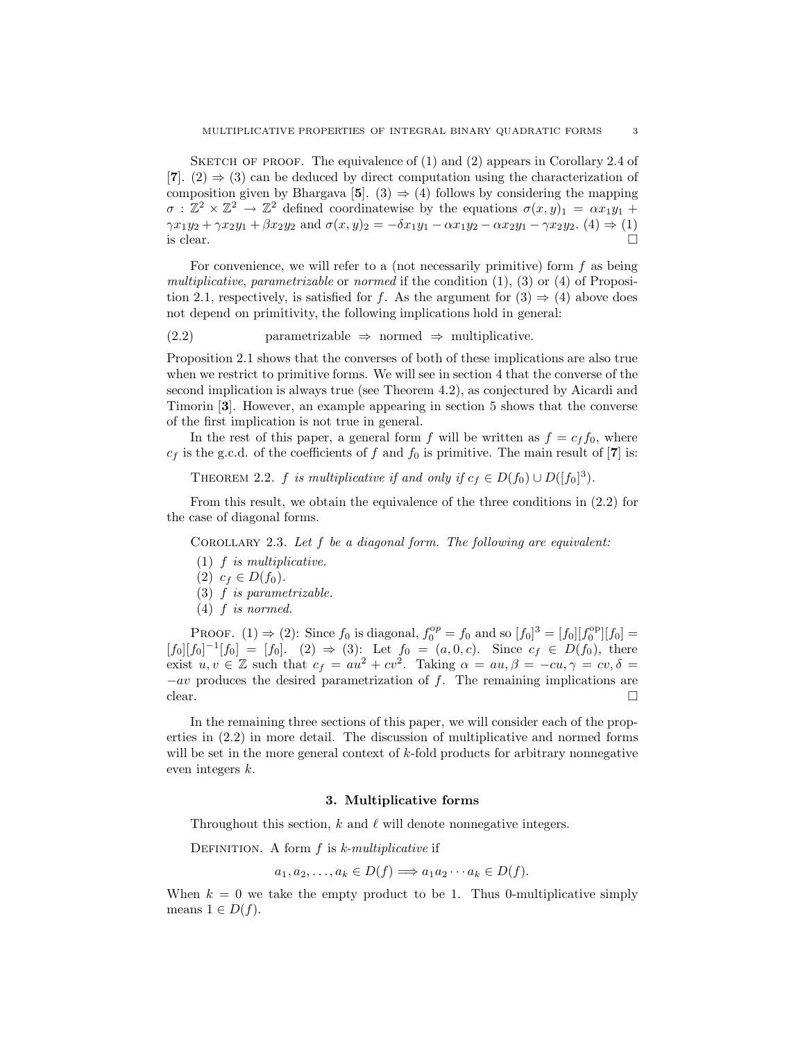Sketch of proof. The equivalence of (1) and (2) appears in Corollary 2.4 of [**7**]. (2) $\Rightarrow$ (3) can be deduced by direct computation using the characterization of composition given by Bhargava [**5**]. (3) $\Rightarrow$ (4) follows by considering the mapping $\sigma : \mathbb{Z}^2 \times \mathbb{Z}^2 \to \mathbb{Z}^2$ defined coordinatewise by the equations $\sigma(x,y)_1 = \alpha x_1 y_1 + \gamma x_1 y_2 + \gamma x_2 y_1 + \beta x_2 y_2$ and $\sigma(x,y)_2 = -\delta x_1 y_1 - \alpha x_1 y_2 - \alpha x_2 y_1 - \gamma x_2 y_2$. (4) $\Rightarrow$ (1) is clear. $\square$

For convenience, we will refer to a (not necessarily primitive) form $f$ as being *multiplicative*, *parametrizable* or *normed* if the condition (1), (3) or (4) of Proposition 2.1, respectively, is satisfied for $f$. As the argument for (3) $\Rightarrow$ (4) above does not depend on primitivity, the following implications hold in general:

$$\text{parametrizable} \Rightarrow \text{normed} \Rightarrow \text{multiplicative}. \tag{2.2}$$

Proposition 2.1 shows that the converses of both of these implications are also true when we restrict to primitive forms. We will see in section 4 that the converse of the second implication is always true (see Theorem 4.2), as conjectured by Aicardi and Timorin [**3**]. However, an example appearing in section 5 shows that the converse of the first implication is not true in general.

In the rest of this paper, a general form $f$ will be written as $f = c_f f_0$, where $c_f$ is the g.c.d. of the coefficients of $f$ and $f_0$ is primitive. The main result of [**7**] is:

Theorem 2.2. *$f$ is multiplicative if and only if $c_f \in D(f_0) \cup D([f_0]^3)$.*

From this result, we obtain the equivalence of the three conditions in (2.2) for the case of diagonal forms.

Corollary 2.3. *Let $f$ be a diagonal form. The following are equivalent:*

1. *$f$ is multiplicative.*
2. *$c_f \in D(f_0)$.*
3. *$f$ is parametrizable.*
4. *$f$ is normed.*

Proof. (1) $\Rightarrow$ (2): Since $f_0$ is diagonal, $f_0^{op} = f_0$ and so $[f_0]^3 = [f_0][f_0^{\mathrm{op}}][f_0] = [f_0][f_0]^{-1}[f_0] = [f_0]$. (2) $\Rightarrow$ (3): Let $f_0 = (a, 0, c)$. Since $c_f \in D(f_0)$, there exist $u, v \in \mathbb{Z}$ such that $c_f = au^2 + cv^2$. Taking $\alpha = au, \beta = -cu, \gamma = cv, \delta = -av$ produces the desired parametrization of $f$. The remaining implications are clear. $\square$

In the remaining three sections of this paper, we will consider each of the properties in (2.2) in more detail. The discussion of multiplicative and normed forms will be set in the more general context of $k$-fold products for arbitrary nonnegative even integers $k$.

## 3. Multiplicative forms

Throughout this section, $k$ and $\ell$ will denote nonnegative integers.

Definition. A form $f$ is *$k$-multiplicative* if

$$a_1, a_2, \ldots, a_k \in D(f) \Longrightarrow a_1 a_2 \cdots a_k \in D(f).$$

When $k = 0$ we take the empty product to be 1. Thus 0-multiplicative simply means $1 \in D(f)$.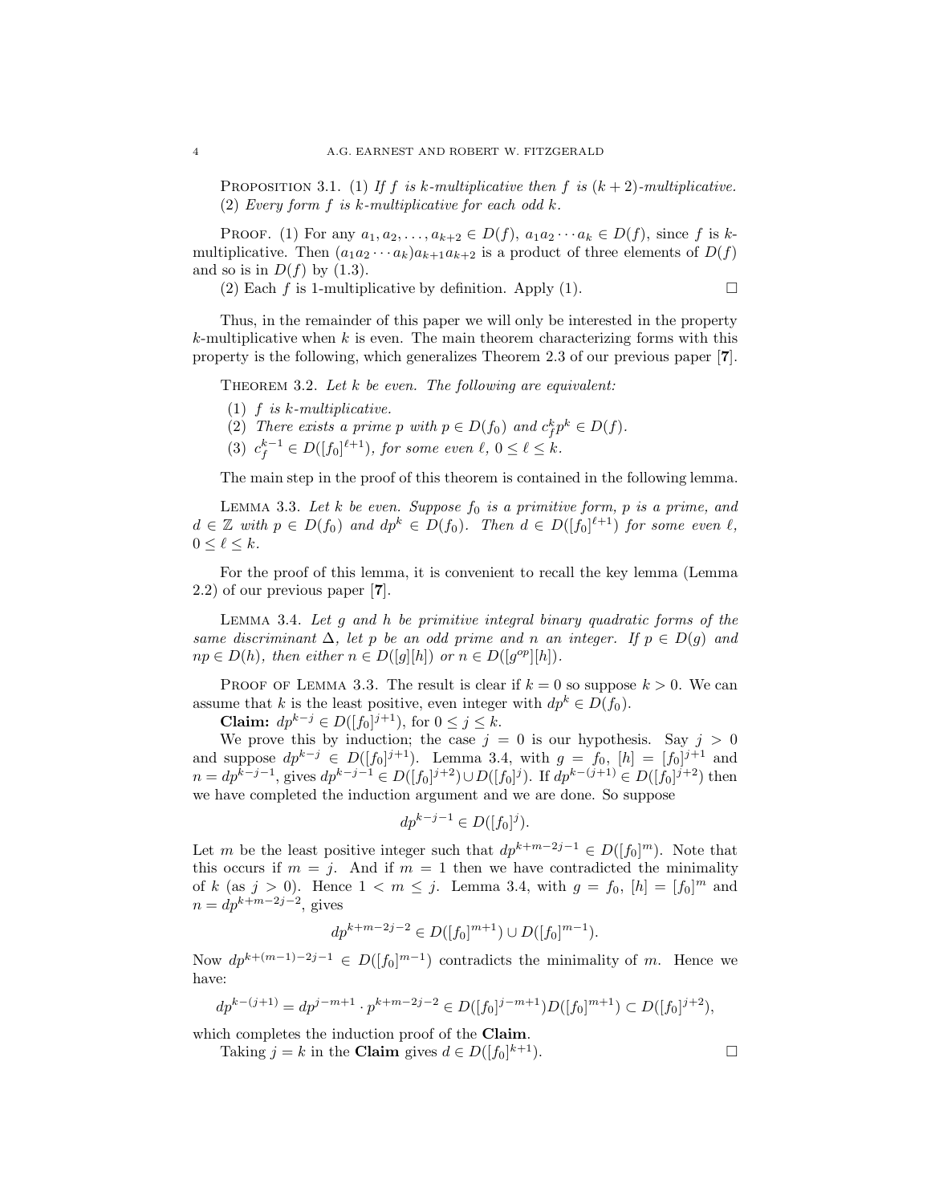Proposition 3.1. (1) *If $f$ is $k$-multiplicative then $f$ is $(k+2)$-multiplicative.* (2) *Every form $f$ is $k$-multiplicative for each odd $k$.*

Proof. (1) For any $a_1, a_2, \ldots, a_{k+2} \in D(f)$, $a_1 a_2 \cdots a_k \in D(f)$, since $f$ is $k$-multiplicative. Then $(a_1 a_2 \cdots a_k)a_{k+1}a_{k+2}$ is a product of three elements of $D(f)$ and so is in $D(f)$ by (1.3).

(2) Each $f$ is 1-multiplicative by definition. Apply (1). $\square$

Thus, in the remainder of this paper we will only be interested in the property $k$-multiplicative when $k$ is even. The main theorem characterizing forms with this property is the following, which generalizes Theorem 2.3 of our previous paper [**7**].

Theorem 3.2. *Let $k$ be even. The following are equivalent:*

1. *$f$ is $k$-multiplicative.*
2. *There exists a prime $p$ with $p \in D(f_0)$ and $c_f^k p^k \in D(f)$.*
3. *$c_f^{k-1} \in D([f_0]^{\ell+1})$, for some even $\ell$, $0 \le \ell \le k$.*

The main step in the proof of this theorem is contained in the following lemma.

Lemma 3.3. *Let $k$ be even. Suppose $f_0$ is a primitive form, $p$ is a prime, and $d \in \mathbb{Z}$ with $p \in D(f_0)$ and $dp^k \in D(f_0)$. Then $d \in D([f_0]^{\ell+1})$ for some even $\ell$, $0 \le \ell \le k$.*

For the proof of this lemma, it is convenient to recall the key lemma (Lemma 2.2) of our previous paper [**7**].

Lemma 3.4. *Let $g$ and $h$ be primitive integral binary quadratic forms of the same discriminant $\Delta$, let $p$ be an odd prime and $n$ an integer. If $p \in D(g)$ and $np \in D(h)$, then either $n \in D([g][h])$ or $n \in D([g^{op}][h])$.*

Proof of Lemma 3.3. The result is clear if $k = 0$ so suppose $k > 0$. We can assume that $k$ is the least positive, even integer with $dp^k \in D(f_0)$.

**Claim:** $dp^{k-j} \in D([f_0]^{j+1})$, for $0 \le j \le k$.

We prove this by induction; the case $j = 0$ is our hypothesis. Say $j > 0$ and suppose $dp^{k-j} \in D([f_0]^{j+1})$. Lemma 3.4, with $g = f_0$, $[h] = [f_0]^{j+1}$ and $n = dp^{k-j-1}$, gives $dp^{k-j-1} \in D([f_0]^{j+2}) \cup D([f_0]^j)$. If $dp^{k-(j+1)} \in D([f_0]^{j+2})$ then we have completed the induction argument and we are done. So suppose

$$dp^{k-j-1} \in D([f_0]^j).$$

Let $m$ be the least positive integer such that $dp^{k+m-2j-1} \in D([f_0]^m)$. Note that this occurs if $m = j$. And if $m = 1$ then we have contradicted the minimality of $k$ (as $j > 0$). Hence $1 < m \le j$. Lemma 3.4, with $g = f_0$, $[h] = [f_0]^m$ and $n = dp^{k+m-2j-2}$, gives

$$dp^{k+m-2j-2} \in D([f_0]^{m+1}) \cup D([f_0]^{m-1}).$$

Now $dp^{k+(m-1)-2j-1} \in D([f_0]^{m-1})$ contradicts the minimality of $m$. Hence we have:

$$dp^{k-(j+1)} = dp^{j-m+1} \cdot p^{k+m-2j-2} \in D([f_0]^{j-m+1}) D([f_0]^{m+1}) \subset D([f_0]^{j+2}),$$

which completes the induction proof of the **Claim**.

Taking $j = k$ in the **Claim** gives $d \in D([f_0]^{k+1})$. $\square$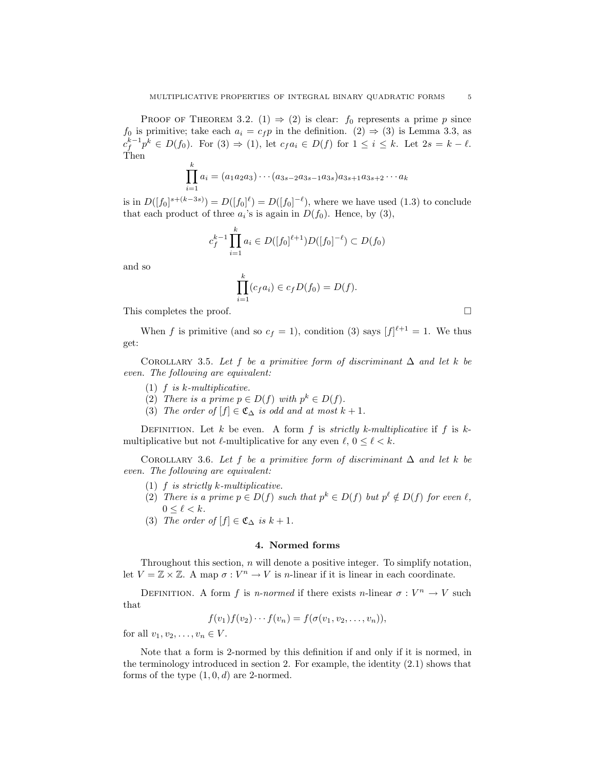PROOF OF THEOREM 3.2. (1) ⇒ (2) is clear: $f_0$ represents a prime $p$ since $f_0$ is primitive; take each $a_i = c_f p$ in the definition. (2) ⇒ (3) is Lemma 3.3, as $c_f^{k-1} p^k \in D(f_0)$. For (3) ⇒ (1), let $c_f a_i \in D(f)$ for $1 \le i \le k$. Let $2s = k - \ell$. Then

$$\prod_{i=1}^{k} a_i = (a_1 a_2 a_3) \cdots (a_{3s-2} a_{3s-1} a_{3s}) a_{3s+1} a_{3s+2} \cdots a_k$$

is in $D([f_0]^{s+(k-3s)}) = D([f_0]^{\ell}) = D([f_0]^{-\ell})$, where we have used (1.3) to conclude that each product of three $a_i$'s is again in $D(f_0)$. Hence, by (3),

$$c_f^{k-1} \prod_{i=1}^{k} a_i \in D([f_0]^{\ell+1}) D([f_0]^{-\ell}) \subset D(f_0)$$

and so

$$\prod_{i=1}^{k} (c_f a_i) \in c_f D(f_0) = D(f).$$

This completes the proof. □

When $f$ is primitive (and so $c_f = 1$), condition (3) says $[f]^{\ell+1} = 1$. We thus get:

COROLLARY 3.5. *Let $f$ be a primitive form of discriminant $\Delta$ and let $k$ be even. The following are equivalent:*

1. *$f$ is $k$-multiplicative.*
2. *There is a prime $p \in D(f)$ with $p^k \in D(f)$.*
3. *The order of $[f] \in \mathfrak{C}_\Delta$ is odd and at most $k+1$.*

DEFINITION. Let $k$ be even. A form $f$ is *strictly $k$-multiplicative* if $f$ is $k$-multiplicative but not $\ell$-multiplicative for any even $\ell$, $0 \le \ell < k$.

COROLLARY 3.6. *Let $f$ be a primitive form of discriminant $\Delta$ and let $k$ be even. The following are equivalent:*

1. *$f$ is strictly $k$-multiplicative.*
2. *There is a prime $p \in D(f)$ such that $p^k \in D(f)$ but $p^\ell \notin D(f)$ for even $\ell$, $0 \le \ell < k$.*
3. *The order of $[f] \in \mathfrak{C}_\Delta$ is $k+1$.*

## 4. Normed forms

Throughout this section, $n$ will denote a positive integer. To simplify notation, let $V = \mathbb{Z} \times \mathbb{Z}$. A map $\sigma : V^n \to V$ is $n$-linear if it is linear in each coordinate.

DEFINITION. A form $f$ is *$n$-normed* if there exists $n$-linear $\sigma : V^n \to V$ such that

$$f(v_1) f(v_2) \cdots f(v_n) = f(\sigma(v_1, v_2, \ldots, v_n)),$$

for all $v_1, v_2, \ldots, v_n \in V$.

Note that a form is 2-normed by this definition if and only if it is normed, in the terminology introduced in section 2. For example, the identity (2.1) shows that forms of the type $(1, 0, d)$ are 2-normed.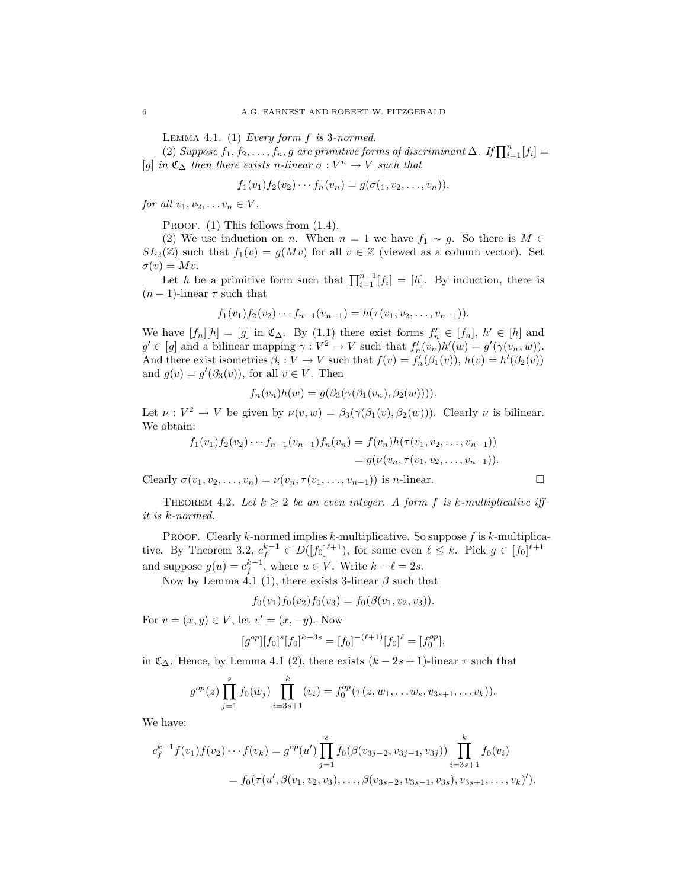Lemma 4.1. (1) *Every form $f$ is 3-normed.*

(2) *Suppose $f_1, f_2, \ldots, f_n, g$ are primitive forms of discriminant $\Delta$. If $\prod_{i=1}^{n}[f_i] = [g]$ in $\mathfrak{C}_\Delta$ then there exists $n$-linear $\sigma : V^n \to V$ such that*

$$f_1(v_1)f_2(v_2)\cdots f_n(v_n) = g(\sigma(_1, v_2, \ldots, v_n)),$$

*for all $v_1, v_2, \ldots v_n \in V$.*

Proof. (1) This follows from (1.4).

(2) We use induction on $n$. When $n = 1$ we have $f_1 \sim g$. So there is $M \in SL_2(\mathbb{Z})$ such that $f_1(v) = g(Mv)$ for all $v \in \mathbb{Z}$ (viewed as a column vector). Set $\sigma(v) = Mv$.

Let $h$ be a primitive form such that $\prod_{i=1}^{n-1}[f_i] = [h]$. By induction, there is $(n-1)$-linear $\tau$ such that

$$f_1(v_1)f_2(v_2)\cdots f_{n-1}(v_{n-1}) = h(\tau(v_1, v_2, \ldots, v_{n-1})).$$

We have $[f_n][h] = [g]$ in $\mathfrak{C}_\Delta$. By (1.1) there exist forms $f_n' \in [f_n]$, $h' \in [h]$ and $g' \in [g]$ and a bilinear mapping $\gamma : V^2 \to V$ such that $f_n'(v_n)h'(w) = g'(\gamma(v_n, w))$. And there exist isometries $\beta_i : V \to V$ such that $f(v) = f_n'(\beta_1(v))$, $h(v) = h'(\beta_2(v))$ and $g(v) = g'(\beta_3(v))$, for all $v \in V$. Then

$$f_n(v_n)h(w) = g(\beta_3(\gamma(\beta_1(v_n), \beta_2(w)))).$$

Let $\nu : V^2 \to V$ be given by $\nu(v, w) = \beta_3(\gamma(\beta_1(v), \beta_2(w)))$. Clearly $\nu$ is bilinear. We obtain:

$$\begin{aligned} f_1(v_1)f_2(v_2)\cdots f_{n-1}(v_{n-1})f_n(v_n) &= f(v_n)h(\tau(v_1, v_2, \ldots, v_{n-1})) \\ &= g(\nu(v_n, \tau(v_1, v_2, \ldots, v_{n-1})). \end{aligned}$$

Clearly $\sigma(v_1, v_2, \ldots, v_n) = \nu(v_n, \tau(v_1, \ldots, v_{n-1}))$ is $n$-linear. $\square$

Theorem 4.2. *Let $k \geq 2$ be an even integer. A form $f$ is $k$-multiplicative iff it is $k$-normed.*

Proof. Clearly $k$-normed implies $k$-multiplicative. So suppose $f$ is $k$-multiplicative. By Theorem 3.2, $c_f^{k-1} \in D([f_0]^{\ell+1})$, for some even $\ell \leq k$. Pick $g \in [f_0]^{\ell+1}$ and suppose $g(u) = c_f^{k-1}$, where $u \in V$. Write $k - \ell = 2s$.

Now by Lemma 4.1 (1), there exists 3-linear $\beta$ such that

$$f_0(v_1)f_0(v_2)f_0(v_3) = f_0(\beta(v_1, v_2, v_3)).$$

For $v = (x, y) \in V$, let $v' = (x, -y)$. Now

$$[g^{op}][f_0]^s[f_0]^{k-3s} = [f_0]^{-(\ell+1)}[f_0]^\ell = [f_0^{op}],$$

in $\mathfrak{C}_\Delta$. Hence, by Lemma 4.1 (2), there exists $(k - 2s + 1)$-linear $\tau$ such that

$$g^{op}(z)\prod_{j=1}^{s} f_0(w_j) \prod_{i=3s+1}^{k}(v_i) = f_0^{op}(\tau(z, w_1, \ldots w_s, v_{3s+1}, \ldots v_k)).$$

We have:

$$\begin{aligned} c_f^{k-1}f(v_1)f(v_2)\cdots f(v_k) &= g^{op}(u')\prod_{j=1}^{s} f_0(\beta(v_{3j-2}, v_{3j-1}, v_{3j}))\prod_{i=3s+1}^{k} f_0(v_i) \\ &= f_0(\tau(u', \beta(v_1, v_2, v_3), \ldots, \beta(v_{3s-2}, v_{3s-1}, v_{3s}), v_{3s+1}, \ldots, v_k)'). \end{aligned}$$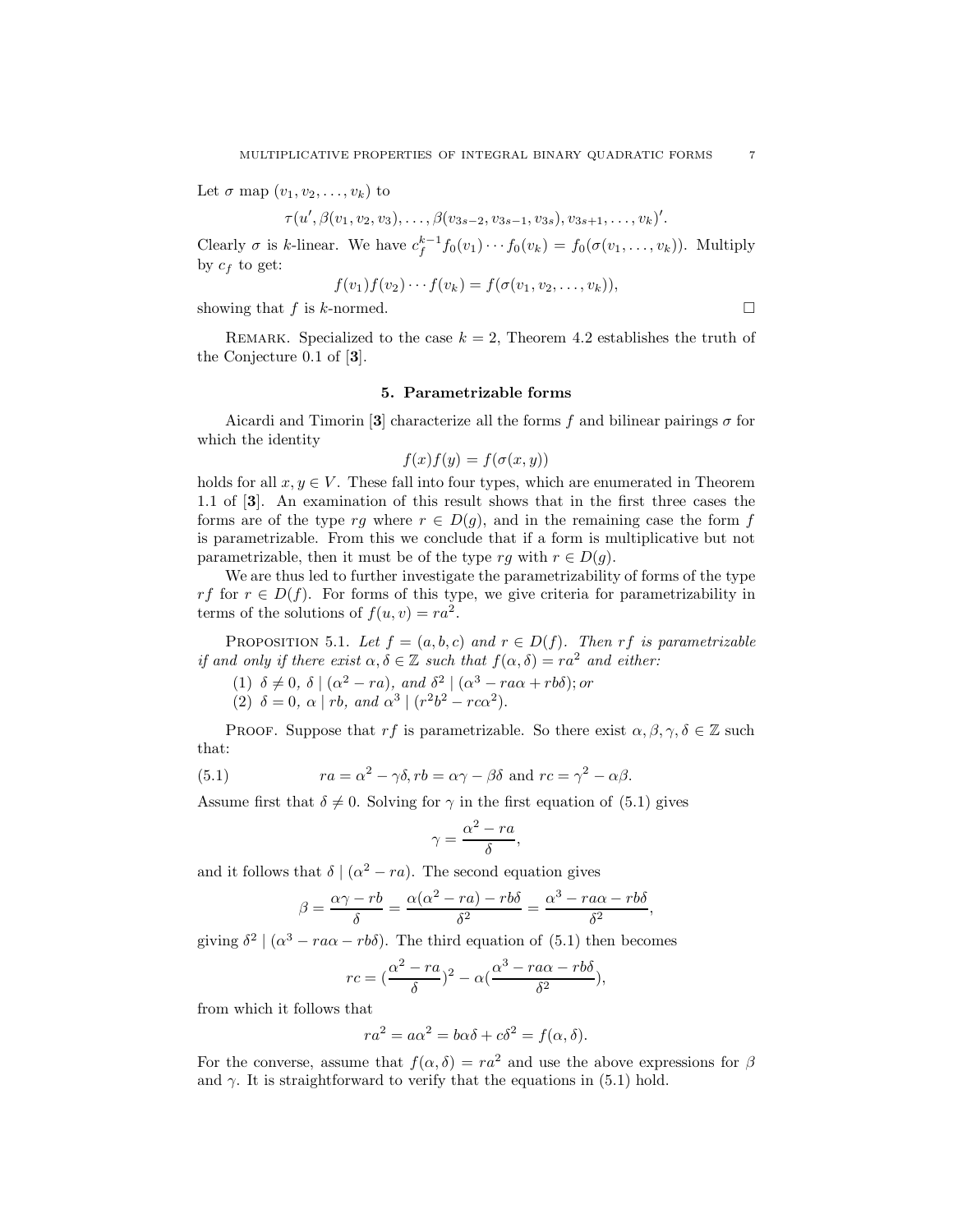Let $\sigma$ map $(v_1, v_2, \ldots, v_k)$ to

$$\tau(u', \beta(v_1, v_2, v_3), \ldots, \beta(v_{3s-2}, v_{3s-1}, v_{3s}), v_{3s+1}, \ldots, v_k)'.$$

Clearly $\sigma$ is $k$-linear. We have $c_f^{k-1} f_0(v_1) \cdots f_0(v_k) = f_0(\sigma(v_1, \ldots, v_k))$. Multiply by $c_f$ to get:

$$f(v_1)f(v_2)\cdots f(v_k) = f(\sigma(v_1, v_2, \ldots, v_k)),$$

showing that $f$ is $k$-normed. $\square$

Remark. Specialized to the case $k = 2$, Theorem 4.2 establishes the truth of the Conjecture 0.1 of [**3**].

## 5. Parametrizable forms

Aicardi and Timorin [**3**] characterize all the forms $f$ and bilinear pairings $\sigma$ for which the identity

$$f(x)f(y) = f(\sigma(x, y))$$

holds for all $x, y \in V$. These fall into four types, which are enumerated in Theorem 1.1 of [**3**]. An examination of this result shows that in the first three cases the forms are of the type $rg$ where $r \in D(g)$, and in the remaining case the form $f$ is parametrizable. From this we conclude that if a form is multiplicative but not parametrizable, then it must be of the type $rg$ with $r \in D(g)$.

We are thus led to further investigate the parametrizability of forms of the type $rf$ for $r \in D(f)$. For forms of this type, we give criteria for parametrizability in terms of the solutions of $f(u, v) = ra^2$.

Proposition 5.1. *Let $f = (a, b, c)$ and $r \in D(f)$. Then $rf$ is parametrizable if and only if there exist $\alpha, \delta \in \mathbb{Z}$ such that $f(\alpha, \delta) = ra^2$ and either:*

(1) *$\delta \neq 0$, $\delta \mid (\alpha^2 - ra)$, and $\delta^2 \mid (\alpha^3 - ra\alpha + rb\delta)$; or*
(2) *$\delta = 0$, $\alpha \mid rb$, and $\alpha^3 \mid (r^2b^2 - rc\alpha^2)$.*

Proof. Suppose that $rf$ is parametrizable. So there exist $\alpha, \beta, \gamma, \delta \in \mathbb{Z}$ such that:

$$ra = \alpha^2 - \gamma\delta, rb = \alpha\gamma - \beta\delta \text{ and } rc = \gamma^2 - \alpha\beta. \tag{5.1}$$

Assume first that $\delta \neq 0$. Solving for $\gamma$ in the first equation of (5.1) gives

$$\gamma = \frac{\alpha^2 - ra}{\delta},$$

and it follows that $\delta \mid (\alpha^2 - ra)$. The second equation gives

$$\beta = \frac{\alpha\gamma - rb}{\delta} = \frac{\alpha(\alpha^2 - ra) - rb\delta}{\delta^2} = \frac{\alpha^3 - ra\alpha - rb\delta}{\delta^2},$$

giving $\delta^2 \mid (\alpha^3 - ra\alpha - rb\delta)$. The third equation of (5.1) then becomes

$$rc = (\frac{\alpha^2 - ra}{\delta})^2 - \alpha(\frac{\alpha^3 - ra\alpha - rb\delta}{\delta^2}),$$

from which it follows that

$$ra^2 = a\alpha^2 = b\alpha\delta + c\delta^2 = f(\alpha, \delta).$$

For the converse, assume that $f(\alpha, \delta) = ra^2$ and use the above expressions for $\beta$ and $\gamma$. It is straightforward to verify that the equations in (5.1) hold.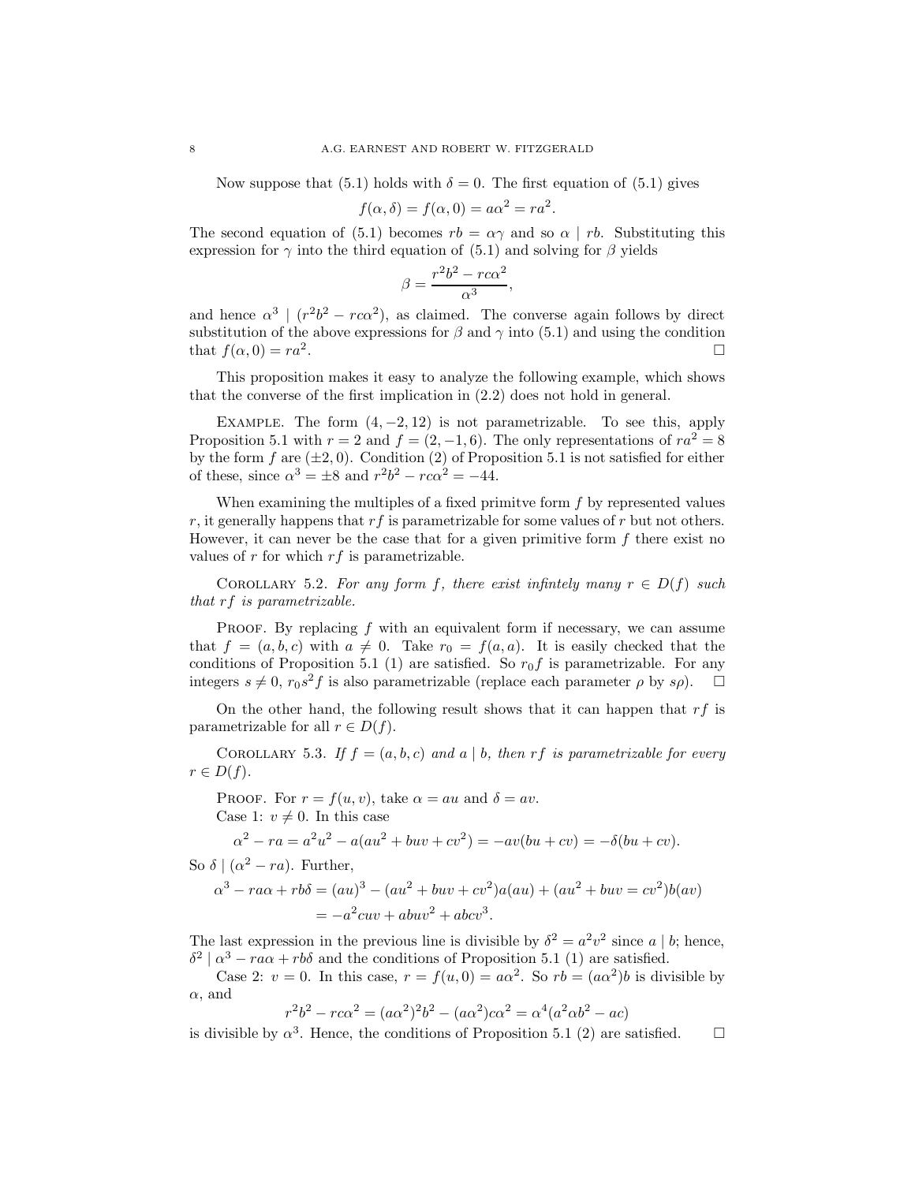Now suppose that (5.1) holds with $\delta = 0$. The first equation of (5.1) gives

$$f(\alpha, \delta) = f(\alpha, 0) = a\alpha^2 = ra^2.$$

The second equation of (5.1) becomes $rb = \alpha\gamma$ and so $\alpha \mid rb$. Substituting this expression for $\gamma$ into the third equation of (5.1) and solving for $\beta$ yields

$$\beta = \frac{r^2b^2 - rc\alpha^2}{\alpha^3},$$

and hence $\alpha^3 \mid (r^2b^2 - rc\alpha^2)$, as claimed. The converse again follows by direct substitution of the above expressions for $\beta$ and $\gamma$ into (5.1) and using the condition that $f(\alpha, 0) = ra^2$. $\square$

This proposition makes it easy to analyze the following example, which shows that the converse of the first implication in (2.2) does not hold in general.

Example. The form $(4, -2, 12)$ is not parametrizable. To see this, apply Proposition 5.1 with $r = 2$ and $f = (2, -1, 6)$. The only representations of $ra^2 = 8$ by the form $f$ are $(\pm 2, 0)$. Condition (2) of Proposition 5.1 is not satisfied for either of these, since $\alpha^3 = \pm 8$ and $r^2b^2 - rc\alpha^2 = -44$.

When examining the multiples of a fixed primitve form $f$ by represented values $r$, it generally happens that $rf$ is parametrizable for some values of $r$ but not others. However, it can never be the case that for a given primitive form $f$ there exist no values of $r$ for which $rf$ is parametrizable.

Corollary 5.2. *For any form $f$, there exist infintely many $r \in D(f)$ such that $rf$ is parametrizable.*

Proof. By replacing $f$ with an equivalent form if necessary, we can assume that $f = (a, b, c)$ with $a \neq 0$. Take $r_0 = f(a, a)$. It is easily checked that the conditions of Proposition 5.1 (1) are satisfied. So $r_0 f$ is parametrizable. For any integers $s \neq 0$, $r_0 s^2 f$ is also parametrizable (replace each parameter $\rho$ by $s\rho$). $\square$

On the other hand, the following result shows that it can happen that $rf$ is parametrizable for all $r \in D(f)$.

Corollary 5.3. *If $f = (a, b, c)$ and $a \mid b$, then $rf$ is parametrizable for every $r \in D(f)$.*

Proof. For $r = f(u, v)$, take $\alpha = au$ and $\delta = av$.

Case 1: $v \neq 0$. In this case

$$\alpha^2 - ra = a^2u^2 - a(au^2 + buv + cv^2) = -av(bu + cv) = -\delta(bu + cv).$$

So $\delta \mid (\alpha^2 - ra)$. Further,

$$\begin{aligned}\alpha^3 - ra\alpha + rb\delta &= (au)^3 - (au^2 + buv + cv^2)a(au) + (au^2 + buv = cv^2)b(av) \\ &= -a^2cuv + abuv^2 + abcv^3.\end{aligned}$$

The last expression in the previous line is divisible by $\delta^2 = a^2v^2$ since $a \mid b$; hence, $\delta^2 \mid \alpha^3 - ra\alpha + rb\delta$ and the conditions of Proposition 5.1 (1) are satisfied.

Case 2: $v = 0$. In this case, $r = f(u, 0) = a\alpha^2$. So $rb = (a\alpha^2)b$ is divisible by $\alpha$, and

$$r^2b^2 - rc\alpha^2 = (a\alpha^2)^2b^2 - (a\alpha^2)c\alpha^2 = \alpha^4(a^2\alpha b^2 - ac)$$

is divisible by $\alpha^3$. Hence, the conditions of Proposition 5.1 (2) are satisfied. $\square$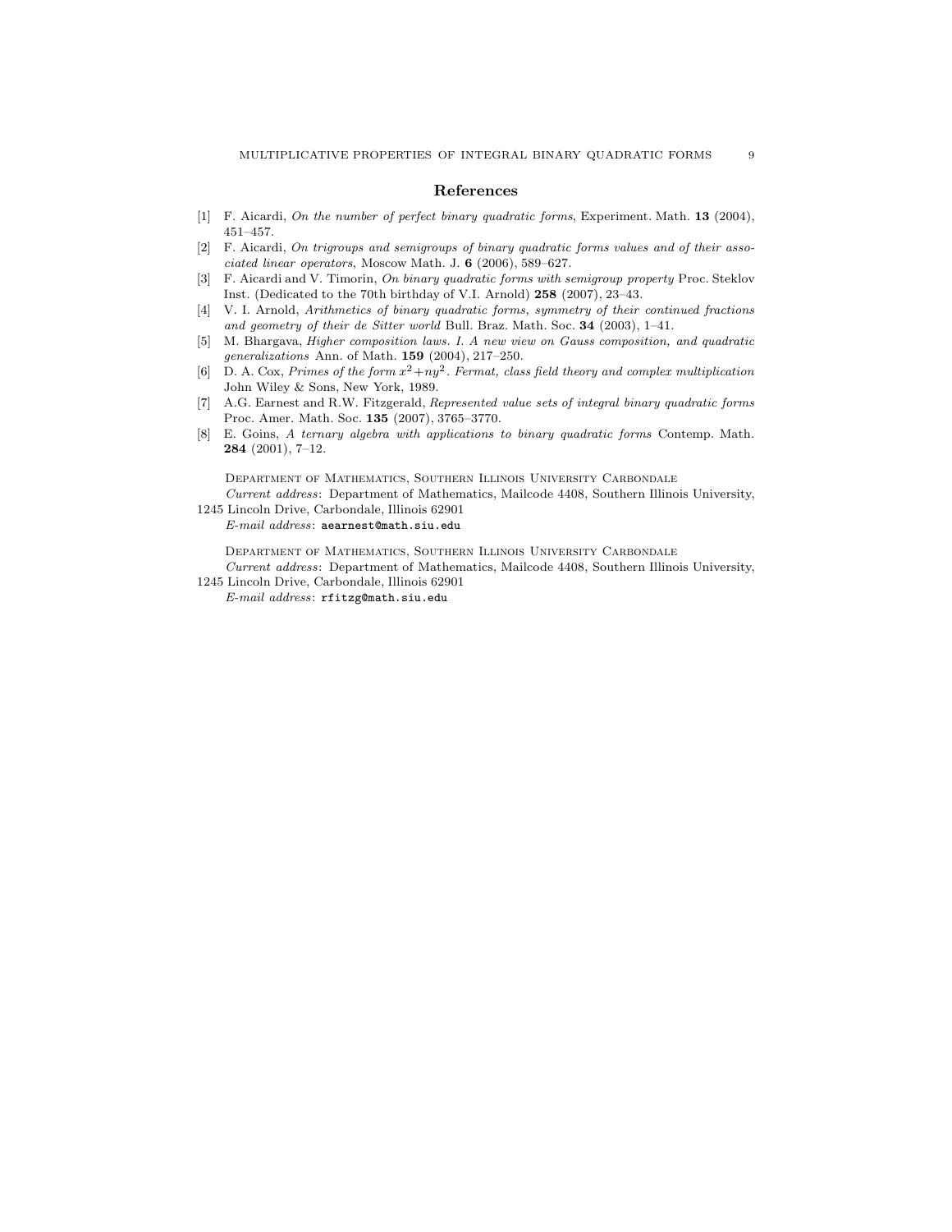## References

[1] F. Aicardi, *On the number of perfect binary quadratic forms*, Experiment. Math. **13** (2004), 451–457.

[2] F. Aicardi, *On trigroups and semigroups of binary quadratic forms values and of their associated linear operators*, Moscow Math. J. **6** (2006), 589–627.

[3] F. Aicardi and V. Timorin, *On binary quadratic forms with semigroup property* Proc. Steklov Inst. (Dedicated to the 70th birthday of V.I. Arnold) **258** (2007), 23–43.

[4] V. I. Arnold, *Arithmetics of binary quadratic forms, symmetry of their continued fractions and geometry of their de Sitter world* Bull. Braz. Math. Soc. **34** (2003), 1–41.

[5] M. Bhargava, *Higher composition laws. I. A new view on Gauss composition, and quadratic generalizations* Ann. of Math. **159** (2004), 217–250.

[6] D. A. Cox, *Primes of the form $x^2+ny^2$. Fermat, class field theory and complex multiplication* John Wiley & Sons, New York, 1989.

[7] A.G. Earnest and R.W. Fitzgerald, *Represented value sets of integral binary quadratic forms* Proc. Amer. Math. Soc. **135** (2007), 3765–3770.

[8] E. Goins, *A ternary algebra with applications to binary quadratic forms* Contemp. Math. **284** (2001), 7–12.

Department of Mathematics, Southern Illinois University Carbondale

*Current address*: Department of Mathematics, Mailcode 4408, Southern Illinois University, 1245 Lincoln Drive, Carbondale, Illinois 62901

*E-mail address*: aearnest@math.siu.edu

Department of Mathematics, Southern Illinois University Carbondale

*Current address*: Department of Mathematics, Mailcode 4408, Southern Illinois University, 1245 Lincoln Drive, Carbondale, Illinois 62901

*E-mail address*: rfitzg@math.siu.edu